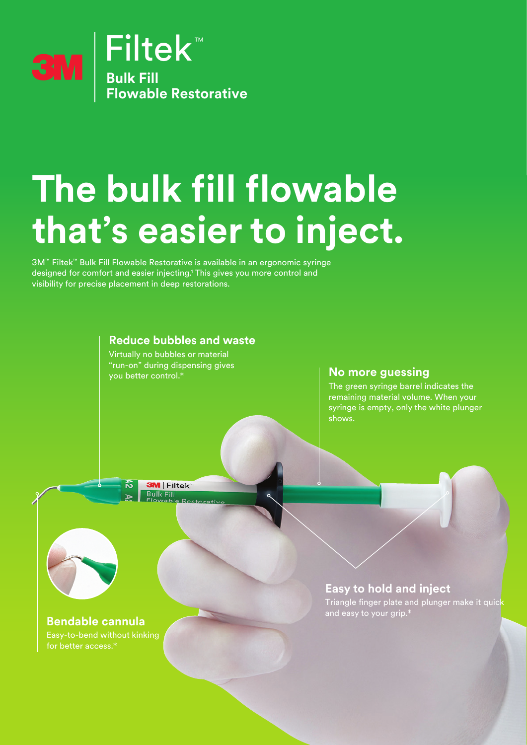# 3M Filtek™ Bulk Fill Flowable Restorative

# The bulk fill flowable that's easier to inject.

3M™ Filtek™ Bulk Fill Flowable Restorative is available in an ergonomic syringe designed for comfort and easier injecting.[1] This gives you more control and visibility for precise placement in deep restorations.

### Reduce bubbles and waste

Virtually no bubbles or material "run-on" during dispensing gives you better control.*

### No more guessing

The green syringe barrel indicates the remaining material volume. When your syringe is empty, only the white plunger shows.

### Bendable cannula

Easy-to-bend without kinking for better access.*

### Easy to hold and inject

Triangle finger plate and plunger make it quick and easy to your grip.*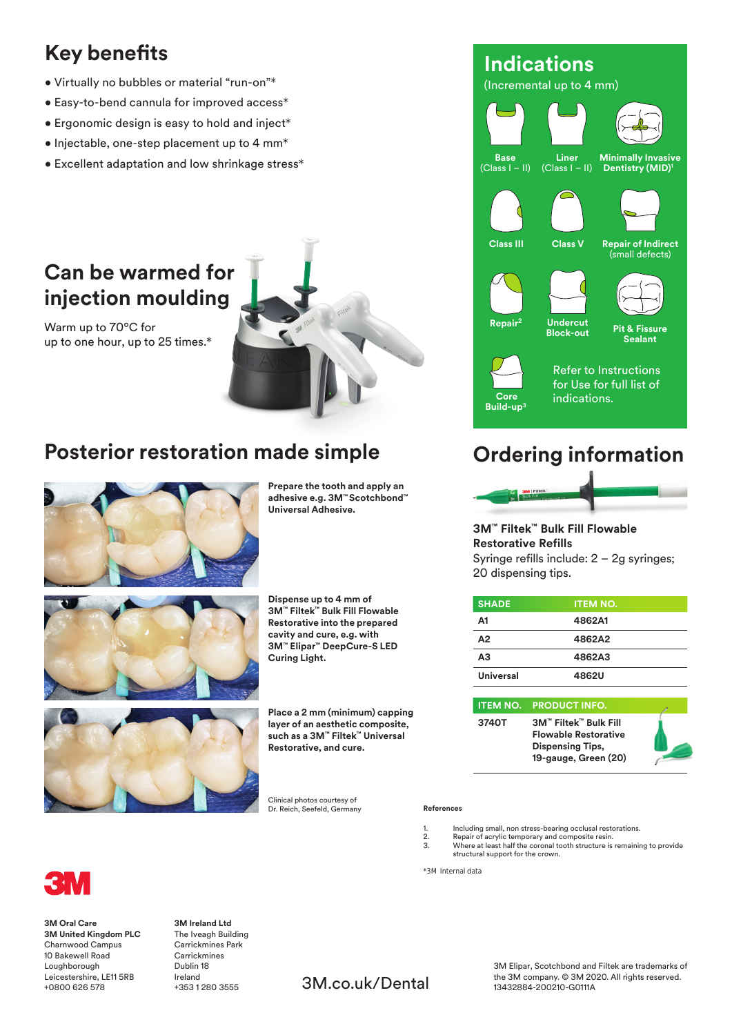## Key benefits

- Virtually no bubbles or material "run-on"*
- Easy-to-bend cannula for improved access*
- Ergonomic design is easy to hold and inject*
- Injectable, one-step placement up to 4 mm*
- Excellent adaptation and low shrinkage stress*

## Can be warmed for injection moulding

Warm up to 70°C for up to one hour, up to 25 times.*

## Indications

(Incremental up to 4 mm)

- **Base** (Class I – II)
- **Liner** (Class I – II)
- **Minimally Invasive Dentistry (MID)**[1]
- **Class III**
- **Class V**
- **Repair of Indirect** (small defects)
- **Repair**[2]
- **Undercut Block-out**
- **Pit & Fissure Sealant**
- **Core Build-up**[3]

Refer to Instructions for Use for full list of indications.

## Posterior restoration made simple

**Prepare the tooth and apply an adhesive e.g. 3M™ Scotchbond™ Universal Adhesive.**

**Dispense up to 4 mm of 3M™ Filtek™ Bulk Fill Flowable Restorative into the prepared cavity and cure, e.g. with 3M™ Elipar™ DeepCure-S LED Curing Light.**

**Place a 2 mm (minimum) capping layer of an aesthetic composite, such as a 3M™ Filtek™ Universal Restorative, and cure.**

Clinical photos courtesy of Dr. Reich, Seefeld, Germany

## Ordering information

**3M™ Filtek™ Bulk Fill Flowable Restorative Refills**
Syringe refills include: 2 – 2g syringes; 20 dispensing tips.

| SHADE | ITEM NO. |
|---|---|
| A1 | 4862A1 |
| A2 | 4862A2 |
| A3 | 4862A3 |
| Universal | 4862U |

| ITEM NO. | PRODUCT INFO. |
|---|---|
| 3740T | 3M™ Filtek™ Bulk Fill Flowable Restorative Dispensing Tips, 19-gauge, Green (20) |

**References**

1. Including small, non stress-bearing occlusal restorations.
2. Repair of acrylic temporary and composite resin.
3. Where at least half the coronal tooth structure is remaining to provide structural support for the crown.

*3M Internal data

**3M Oral Care**
**3M United Kingdom PLC**
Charnwood Campus
10 Bakewell Road
Loughborough
Leicestershire, LE11 5RB
+0800 626 578

**3M Ireland Ltd**
The Iveagh Building
Carrickmines Park
Carrickmines
Dublin 18
Ireland
+353 1 280 3555

3M.co.uk/Dental

3M Elipar, Scotchbond and Filtek are trademarks of the 3M company. © 3M 2020. All rights reserved.
13432884-200210-G0111A